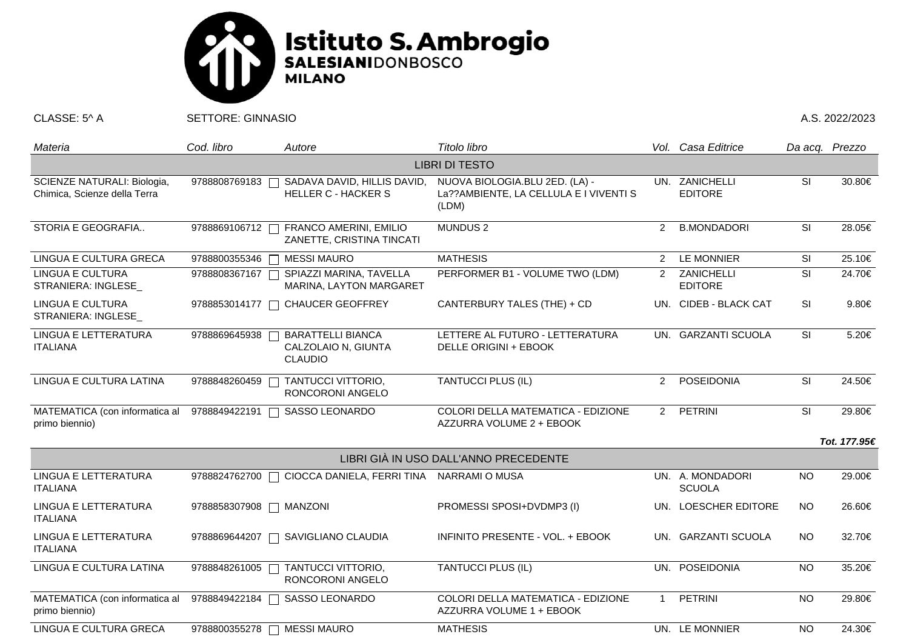# Istituto S. Ambrogio
**SALESIANI**DONBOSCO
**MILANO**

CLASSE: 5^ A | SETTORE: GINNASIO | A.S. 2022/2023

| *Materia* | *Cod. libro* | *Autore* | *Titolo libro* | *Vol.* | *Casa Editrice* | *Da acq.* | *Prezzo* |
|---|---|---|---|---|---|---|---|
| | | | LIBRI DI TESTO | | | | |
| SCIENZE NATURALI: Biologia, Chimica, Scienze della Terra | 9788808769183 | SADAVA DAVID, HILLIS DAVID, HELLER C - HACKER S | NUOVA BIOLOGIA.BLU 2ED. (LA) - La??AMBIENTE, LA CELLULA E I VIVENTI S (LDM) | UN. | ZANICHELLI EDITORE | SI | 30.80€ |
| STORIA E GEOGRAFIA.. | 9788869106712 | FRANCO AMERINI, EMILIO ZANETTE, CRISTINA TINCATI | MUNDUS 2 | 2 | B.MONDADORI | SI | 28.05€ |
| LINGUA E CULTURA GRECA | 9788800355346 | MESSI MAURO | MATHESIS | 2 | LE MONNIER | SI | 25.10€ |
| LINGUA E CULTURA STRANIERA: INGLESE_ | 9788808367167 | SPIAZZI MARINA, TAVELLA MARINA, LAYTON MARGARET | PERFORMER B1 - VOLUME TWO (LDM) | 2 | ZANICHELLI EDITORE | SI | 24.70€ |
| LINGUA E CULTURA STRANIERA: INGLESE_ | 9788853014177 | CHAUCER GEOFFREY | CANTERBURY TALES (THE) + CD | UN. | CIDEB - BLACK CAT | SI | 9.80€ |
| LINGUA E LETTERATURA ITALIANA | 9788869645938 | BARATTELLI BIANCA CALZOLAIO N, GIUNTA CLAUDIO | LETTERE AL FUTURO - LETTERATURA DELLE ORIGINI + EBOOK | UN. | GARZANTI SCUOLA | SI | 5.20€ |
| LINGUA E CULTURA LATINA | 9788848260459 | TANTUCCI VITTORIO, RONCORONI ANGELO | TANTUCCI PLUS (IL) | 2 | POSEIDONIA | SI | 24.50€ |
| MATEMATICA (con informatica al primo biennio) | 9788849422191 | SASSO LEONARDO | COLORI DELLA MATEMATICA - EDIZIONE AZZURRA VOLUME 2 + EBOOK | 2 | PETRINI | SI | 29.80€ |
| | | | | | | | ***Tot. 177.95€*** |
| | | | LIBRI GIÀ IN USO DALL'ANNO PRECEDENTE | | | | |
| LINGUA E LETTERATURA ITALIANA | 9788824762700 | CIOCCA DANIELA, FERRI TINA | NARRAMI O MUSA | UN. | A. MONDADORI SCUOLA | NO | 29.00€ |
| LINGUA E LETTERATURA ITALIANA | 9788858307908 | MANZONI | PROMESSI SPOSI+DVDMP3 (I) | UN. | LOESCHER EDITORE | NO | 26.60€ |
| LINGUA E LETTERATURA ITALIANA | 9788869644207 | SAVIGLIANO CLAUDIA | INFINITO PRESENTE - VOL. + EBOOK | UN. | GARZANTI SCUOLA | NO | 32.70€ |
| LINGUA E CULTURA LATINA | 9788848261005 | TANTUCCI VITTORIO, RONCORONI ANGELO | TANTUCCI PLUS (IL) | UN. | POSEIDONIA | NO | 35.20€ |
| MATEMATICA (con informatica al primo biennio) | 9788849422184 | SASSO LEONARDO | COLORI DELLA MATEMATICA - EDIZIONE AZZURRA VOLUME 1 + EBOOK | 1 | PETRINI | NO | 29.80€ |
| LINGUA E CULTURA GRECA | 9788800355278 | MESSI MAURO | MATHESIS | UN. | LE MONNIER | NO | 24.30€ |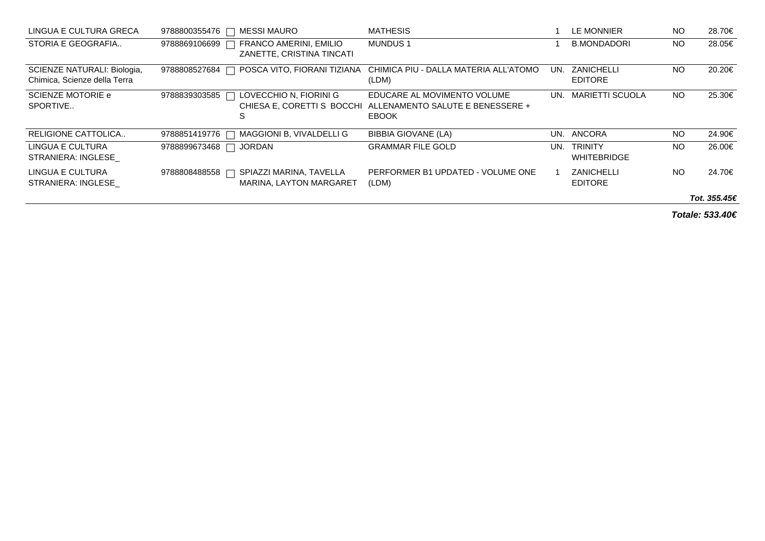| | | | | | | | |
|---|---|---|---|---|---|---|---|
| LINGUA E CULTURA GRECA | 9788800355476 | MESSI MAURO | MATHESIS | 1 | LE MONNIER | NO | 28.70€ |
| STORIA E GEOGRAFIA.. | 9788869106699 | FRANCO AMERINI, EMILIO ZANETTE, CRISTINA TINCATI | MUNDUS 1 | 1 | B.MONDADORI | NO | 28.05€ |
| SCIENZE NATURALI: Biologia, Chimica, Scienze della Terra | 9788808527684 | POSCA VITO, FIORANI TIZIANA | CHIMICA PIU - DALLA MATERIA ALL'ATOMO (LDM) | UN. | ZANICHELLI EDITORE | NO | 20.20€ |
| SCIENZE MOTORIE e SPORTIVE.. | 9788839303585 | LOVECCHIO N, FIORINI G CHIESA E, CORETTI S BOCCHI S | EDUCARE AL MOVIMENTO VOLUME ALLENAMENTO SALUTE E BENESSERE + EBOOK | UN. | MARIETTI SCUOLA | NO | 25.30€ |
| RELIGIONE CATTOLICA.. | 9788851419776 | MAGGIONI B, VIVALDELLI G | BIBBIA GIOVANE (LA) | UN. | ANCORA | NO | 24.90€ |
| LINGUA E CULTURA STRANIERA: INGLESE_ | 9788899673468 | JORDAN | GRAMMAR FILE GOLD | UN. | TRINITY WHITEBRIDGE | NO | 26.00€ |
| LINGUA E CULTURA STRANIERA: INGLESE_ | 9788808488558 | SPIAZZI MARINA, TAVELLA MARINA, LAYTON MARGARET | PERFORMER B1 UPDATED - VOLUME ONE (LDM) | 1 | ZANICHELLI EDITORE | NO | 24.70€ |
| | | | | | | | *Tot. 355.45€* |

***Totale: 533.40€***